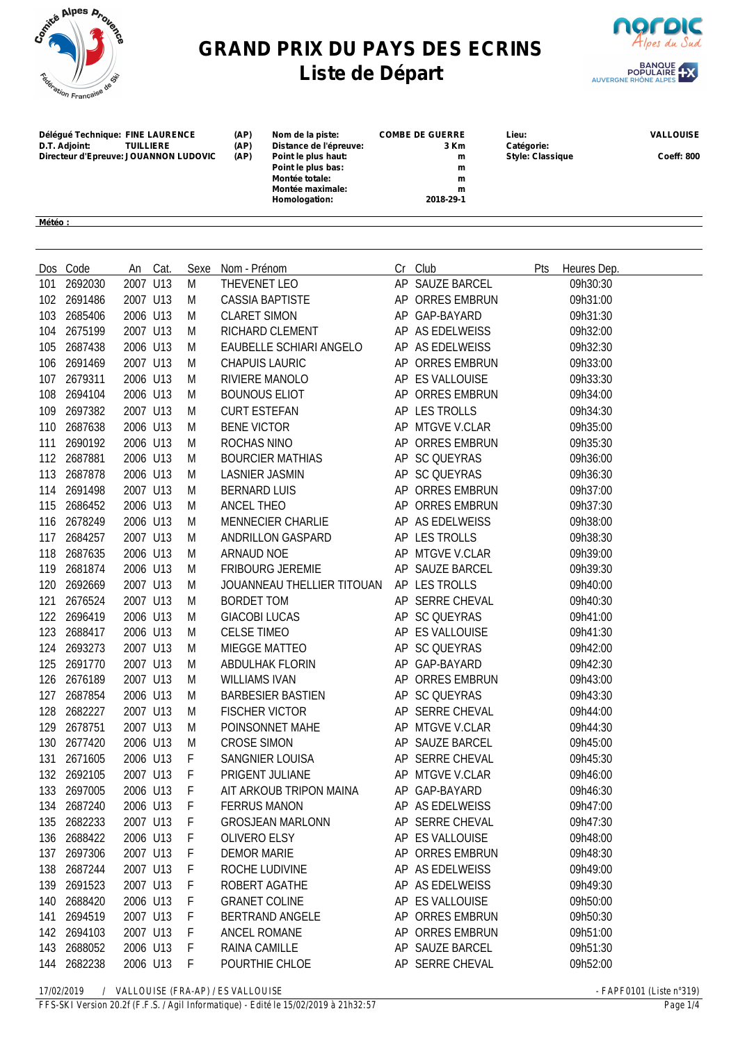# GRAND PRIX DU PAYS DES ECRINS
## Liste de Départ

| | | | | | | |
|---|---|---|---|---|---|---|
| **Délégué Technique:** | **FINE LAURENCE** | **(AP)** | **Nom de la piste:** | **COMBE DE GUERRE** | **Lieu:** | **VALLOUISE** |
| **D.T. Adjoint:** | **TUILLIERE** | **(AP)** | **Distance de l'épreuve:** | **3 Km** | **Catégorie:** | |
| **Directeur d'Epreuve:** | **JOUANNON LUDOVIC** | **(AP)** | **Point le plus haut:** | **m** | **Style: Classique** | **Coeff: 800** |
| | | | **Point le plus bas:** | **m** | | |
| | | | **Montée totale:** | **m** | | |
| | | | **Montée maximale:** | **m** | | |
| | | | **Homologation:** | **2018-29-1** | | |

**Météo :**

| Dos | Code | An | Cat. | Sexe | Nom - Prénom | Cr | Club | Pts | Heures Dep. |
|---|---|---|---|---|---|---|---|---|---|
| 101 | 2692030 | 2007 | U13 | M | THEVENET LEO | AP | SAUZE BARCEL | | 09h30:30 |
| 102 | 2691486 | 2007 | U13 | M | CASSIA BAPTISTE | AP | ORRES EMBRUN | | 09h31:00 |
| 103 | 2685406 | 2006 | U13 | M | CLARET SIMON | AP | GAP-BAYARD | | 09h31:30 |
| 104 | 2675199 | 2007 | U13 | M | RICHARD CLEMENT | AP | AS EDELWEISS | | 09h32:00 |
| 105 | 2687438 | 2006 | U13 | M | EAUBELLE SCHIARI ANGELO | AP | AS EDELWEISS | | 09h32:30 |
| 106 | 2691469 | 2007 | U13 | M | CHAPUIS LAURIC | AP | ORRES EMBRUN | | 09h33:00 |
| 107 | 2679311 | 2006 | U13 | M | RIVIERE MANOLO | AP | ES VALLOUISE | | 09h33:30 |
| 108 | 2694104 | 2006 | U13 | M | BOUNOUS ELIOT | AP | ORRES EMBRUN | | 09h34:00 |
| 109 | 2697382 | 2007 | U13 | M | CURT ESTEFAN | AP | LES TROLLS | | 09h34:30 |
| 110 | 2687638 | 2006 | U13 | M | BENE VICTOR | AP | MTGVE V.CLAR | | 09h35:00 |
| 111 | 2690192 | 2006 | U13 | M | ROCHAS NINO | AP | ORRES EMBRUN | | 09h35:30 |
| 112 | 2687881 | 2006 | U13 | M | BOURCIER MATHIAS | AP | SC QUEYRAS | | 09h36:00 |
| 113 | 2687878 | 2006 | U13 | M | LASNIER JASMIN | AP | SC QUEYRAS | | 09h36:30 |
| 114 | 2691498 | 2007 | U13 | M | BERNARD LUIS | AP | ORRES EMBRUN | | 09h37:00 |
| 115 | 2686452 | 2006 | U13 | M | ANCEL THEO | AP | ORRES EMBRUN | | 09h37:30 |
| 116 | 2678249 | 2006 | U13 | M | MENNECIER CHARLIE | AP | AS EDELWEISS | | 09h38:00 |
| 117 | 2684257 | 2007 | U13 | M | ANDRILLON GASPARD | AP | LES TROLLS | | 09h38:30 |
| 118 | 2687635 | 2006 | U13 | M | ARNAUD NOE | AP | MTGVE V.CLAR | | 09h39:00 |
| 119 | 2681874 | 2006 | U13 | M | FRIBOURG JEREMIE | AP | SAUZE BARCEL | | 09h39:30 |
| 120 | 2692669 | 2007 | U13 | M | JOUANNEAU THELLIER TITOUAN | AP | LES TROLLS | | 09h40:00 |
| 121 | 2676524 | 2007 | U13 | M | BORDET TOM | AP | SERRE CHEVAL | | 09h40:30 |
| 122 | 2696419 | 2006 | U13 | M | GIACOBI LUCAS | AP | SC QUEYRAS | | 09h41:00 |
| 123 | 2688417 | 2006 | U13 | M | CELSE TIMEO | AP | ES VALLOUISE | | 09h41:30 |
| 124 | 2693273 | 2007 | U13 | M | MIEGGE MATTEO | AP | SC QUEYRAS | | 09h42:00 |
| 125 | 2691770 | 2007 | U13 | M | ABDULHAK FLORIN | AP | GAP-BAYARD | | 09h42:30 |
| 126 | 2676189 | 2007 | U13 | M | WILLIAMS IVAN | AP | ORRES EMBRUN | | 09h43:00 |
| 127 | 2687854 | 2006 | U13 | M | BARBESIER BASTIEN | AP | SC QUEYRAS | | 09h43:30 |
| 128 | 2682227 | 2007 | U13 | M | FISCHER VICTOR | AP | SERRE CHEVAL | | 09h44:00 |
| 129 | 2678751 | 2007 | U13 | M | POINSONNET MAHE | AP | MTGVE V.CLAR | | 09h44:30 |
| 130 | 2677420 | 2006 | U13 | M | CROSE SIMON | AP | SAUZE BARCEL | | 09h45:00 |
| 131 | 2671605 | 2006 | U13 | F | SANGNIER LOUISA | AP | SERRE CHEVAL | | 09h45:30 |
| 132 | 2692105 | 2007 | U13 | F | PRIGENT JULIANE | AP | MTGVE V.CLAR | | 09h46:00 |
| 133 | 2697005 | 2006 | U13 | F | AIT ARKOUB TRIPON MAINA | AP | GAP-BAYARD | | 09h46:30 |
| 134 | 2687240 | 2006 | U13 | F | FERRUS MANON | AP | AS EDELWEISS | | 09h47:00 |
| 135 | 2682233 | 2007 | U13 | F | GROSJEAN MARLONN | AP | SERRE CHEVAL | | 09h47:30 |
| 136 | 2688422 | 2006 | U13 | F | OLIVERO ELSY | AP | ES VALLOUISE | | 09h48:00 |
| 137 | 2697306 | 2007 | U13 | F | DEMOR MARIE | AP | ORRES EMBRUN | | 09h48:30 |
| 138 | 2687244 | 2007 | U13 | F | ROCHE LUDIVINE | AP | AS EDELWEISS | | 09h49:00 |
| 139 | 2691523 | 2007 | U13 | F | ROBERT AGATHE | AP | AS EDELWEISS | | 09h49:30 |
| 140 | 2688420 | 2006 | U13 | F | GRANET COLINE | AP | ES VALLOUISE | | 09h50:00 |
| 141 | 2694519 | 2007 | U13 | F | BERTRAND ANGELE | AP | ORRES EMBRUN | | 09h50:30 |
| 142 | 2694103 | 2007 | U13 | F | ANCEL ROMANE | AP | ORRES EMBRUN | | 09h51:00 |
| 143 | 2688052 | 2006 | U13 | F | RAINA CAMILLE | AP | SAUZE BARCEL | | 09h51:30 |
| 144 | 2682238 | 2006 | U13 | F | POURTHIE CHLOE | AP | SERRE CHEVAL | | 09h52:00 |

17/02/2019 / VALLOUISE (FRA-AP) / ES VALLOUISE - FAPF0101 (Liste n°319)

FFS-SKI Version 20.2f (F.F.S. / Agil Informatique) - Edité le 15/02/2019 à 21h32:57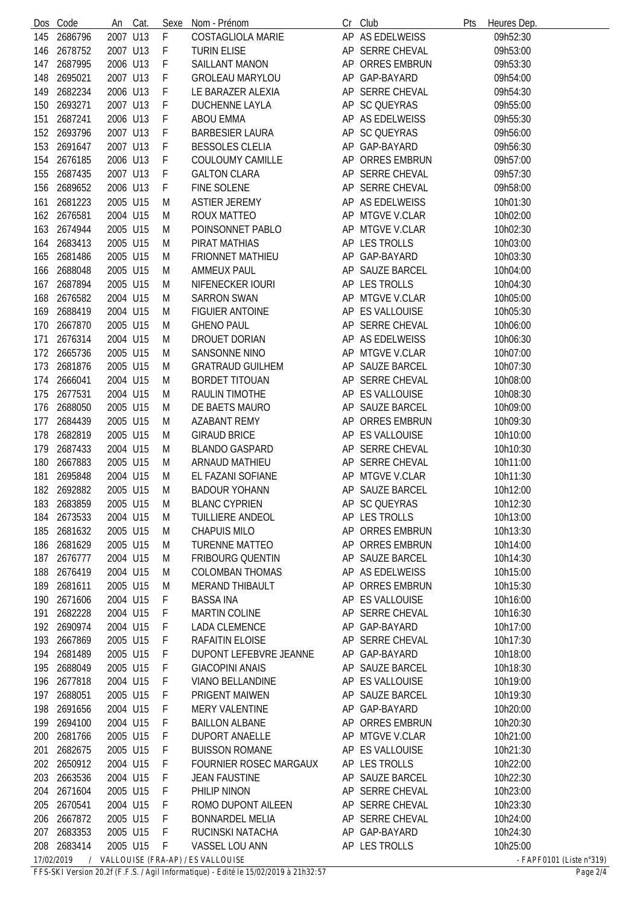| Dos | Code | An | Cat. | Sexe | Nom - Prénom | Cr | Club | Pts | Heures Dep. |
|---|---|---|---|---|---|---|---|---|---|
| 145 | 2686796 | 2007 | U13 | F | COSTAGLIOLA MARIE | AP | AS EDELWEISS | | 09h52:30 |
| 146 | 2678752 | 2007 | U13 | F | TURIN ELISE | AP | SERRE CHEVAL | | 09h53:00 |
| 147 | 2687995 | 2006 | U13 | F | SAILLANT MANON | AP | ORRES EMBRUN | | 09h53:30 |
| 148 | 2695021 | 2007 | U13 | F | GROLEAU MARYLOU | AP | GAP-BAYARD | | 09h54:00 |
| 149 | 2682234 | 2006 | U13 | F | LE BARAZER ALEXIA | AP | SERRE CHEVAL | | 09h54:30 |
| 150 | 2693271 | 2007 | U13 | F | DUCHENNE LAYLA | AP | SC QUEYRAS | | 09h55:00 |
| 151 | 2687241 | 2006 | U13 | F | ABOU EMMA | AP | AS EDELWEISS | | 09h55:30 |
| 152 | 2693796 | 2007 | U13 | F | BARBESIER LAURA | AP | SC QUEYRAS | | 09h56:00 |
| 153 | 2691647 | 2007 | U13 | F | BESSOLES CLELIA | AP | GAP-BAYARD | | 09h56:30 |
| 154 | 2676185 | 2006 | U13 | F | COULOUMY CAMILLE | AP | ORRES EMBRUN | | 09h57:00 |
| 155 | 2687435 | 2007 | U13 | F | GALTON CLARA | AP | SERRE CHEVAL | | 09h57:30 |
| 156 | 2689652 | 2006 | U13 | F | FINE SOLENE | AP | SERRE CHEVAL | | 09h58:00 |
| 161 | 2681223 | 2005 | U15 | M | ASTIER JEREMY | AP | AS EDELWEISS | | 10h01:30 |
| 162 | 2676581 | 2004 | U15 | M | ROUX MATTEO | AP | MTGVE V.CLAR | | 10h02:00 |
| 163 | 2674944 | 2005 | U15 | M | POINSONNET PABLO | AP | MTGVE V.CLAR | | 10h02:30 |
| 164 | 2683413 | 2005 | U15 | M | PIRAT MATHIAS | AP | LES TROLLS | | 10h03:00 |
| 165 | 2681486 | 2005 | U15 | M | FRIONNET MATHIEU | AP | GAP-BAYARD | | 10h03:30 |
| 166 | 2688048 | 2005 | U15 | M | AMMEUX PAUL | AP | SAUZE BARCEL | | 10h04:00 |
| 167 | 2687894 | 2005 | U15 | M | NIFENECKER IOURI | AP | LES TROLLS | | 10h04:30 |
| 168 | 2676582 | 2004 | U15 | M | SARRON SWAN | AP | MTGVE V.CLAR | | 10h05:00 |
| 169 | 2688419 | 2004 | U15 | M | FIGUIER ANTOINE | AP | ES VALLOUISE | | 10h05:30 |
| 170 | 2667870 | 2005 | U15 | M | GHENO PAUL | AP | SERRE CHEVAL | | 10h06:00 |
| 171 | 2676314 | 2004 | U15 | M | DROUET DORIAN | AP | AS EDELWEISS | | 10h06:30 |
| 172 | 2665736 | 2005 | U15 | M | SANSONNE NINO | AP | MTGVE V.CLAR | | 10h07:00 |
| 173 | 2681876 | 2005 | U15 | M | GRATRAUD GUILHEM | AP | SAUZE BARCEL | | 10h07:30 |
| 174 | 2666041 | 2004 | U15 | M | BORDET TITOUAN | AP | SERRE CHEVAL | | 10h08:00 |
| 175 | 2677531 | 2004 | U15 | M | RAULIN TIMOTHE | AP | ES VALLOUISE | | 10h08:30 |
| 176 | 2688050 | 2005 | U15 | M | DE BAETS MAURO | AP | SAUZE BARCEL | | 10h09:00 |
| 177 | 2684439 | 2005 | U15 | M | AZABANT REMY | AP | ORRES EMBRUN | | 10h09:30 |
| 178 | 2682819 | 2005 | U15 | M | GIRAUD BRICE | AP | ES VALLOUISE | | 10h10:00 |
| 179 | 2687433 | 2004 | U15 | M | BLANDO GASPARD | AP | SERRE CHEVAL | | 10h10:30 |
| 180 | 2667883 | 2005 | U15 | M | ARNAUD MATHIEU | AP | SERRE CHEVAL | | 10h11:00 |
| 181 | 2695848 | 2004 | U15 | M | EL FAZANI SOFIANE | AP | MTGVE V.CLAR | | 10h11:30 |
| 182 | 2692882 | 2005 | U15 | M | BADOUR YOHANN | AP | SAUZE BARCEL | | 10h12:00 |
| 183 | 2683859 | 2005 | U15 | M | BLANC CYPRIEN | AP | SC QUEYRAS | | 10h12:30 |
| 184 | 2673533 | 2004 | U15 | M | TUILLIERE ANDEOL | AP | LES TROLLS | | 10h13:00 |
| 185 | 2681632 | 2005 | U15 | M | CHAPUIS MILO | AP | ORRES EMBRUN | | 10h13:30 |
| 186 | 2681629 | 2005 | U15 | M | TURENNE MATTEO | AP | ORRES EMBRUN | | 10h14:00 |
| 187 | 2676777 | 2004 | U15 | M | FRIBOURG QUENTIN | AP | SAUZE BARCEL | | 10h14:30 |
| 188 | 2676419 | 2004 | U15 | M | COLOMBAN THOMAS | AP | AS EDELWEISS | | 10h15:00 |
| 189 | 2681611 | 2005 | U15 | M | MERAND THIBAULT | AP | ORRES EMBRUN | | 10h15:30 |
| 190 | 2671606 | 2004 | U15 | F | BASSA INA | AP | ES VALLOUISE | | 10h16:00 |
| 191 | 2682228 | 2004 | U15 | F | MARTIN COLINE | AP | SERRE CHEVAL | | 10h16:30 |
| 192 | 2690974 | 2004 | U15 | F | LADA CLEMENCE | AP | GAP-BAYARD | | 10h17:00 |
| 193 | 2667869 | 2005 | U15 | F | RAFAITIN ELOISE | AP | SERRE CHEVAL | | 10h17:30 |
| 194 | 2681489 | 2005 | U15 | F | DUPONT LEFEBVRE JEANNE | AP | GAP-BAYARD | | 10h18:00 |
| 195 | 2688049 | 2005 | U15 | F | GIACOPINI ANAIS | AP | SAUZE BARCEL | | 10h18:30 |
| 196 | 2677818 | 2004 | U15 | F | VIANO BELLANDINE | AP | ES VALLOUISE | | 10h19:00 |
| 197 | 2688051 | 2005 | U15 | F | PRIGENT MAIWEN | AP | SAUZE BARCEL | | 10h19:30 |
| 198 | 2691656 | 2004 | U15 | F | MERY VALENTINE | AP | GAP-BAYARD | | 10h20:00 |
| 199 | 2694100 | 2004 | U15 | F | BAILLON ALBANE | AP | ORRES EMBRUN | | 10h20:30 |
| 200 | 2681766 | 2005 | U15 | F | DUPORT ANAELLE | AP | MTGVE V.CLAR | | 10h21:00 |
| 201 | 2682675 | 2005 | U15 | F | BUISSON ROMANE | AP | ES VALLOUISE | | 10h21:30 |
| 202 | 2650912 | 2004 | U15 | F | FOURNIER ROSEC MARGAUX | AP | LES TROLLS | | 10h22:00 |
| 203 | 2663536 | 2004 | U15 | F | JEAN FAUSTINE | AP | SAUZE BARCEL | | 10h22:30 |
| 204 | 2671604 | 2005 | U15 | F | PHILIP NINON | AP | SERRE CHEVAL | | 10h23:00 |
| 205 | 2670541 | 2004 | U15 | F | ROMO DUPONT AILEEN | AP | SERRE CHEVAL | | 10h23:30 |
| 206 | 2667872 | 2005 | U15 | F | BONNARDEL MELIA | AP | SERRE CHEVAL | | 10h24:00 |
| 207 | 2683353 | 2005 | U15 | F | RUCINSKI NATACHA | AP | GAP-BAYARD | | 10h24:30 |
| 208 | 2683414 | 2005 | U15 | F | VASSEL LOU ANN | AP | LES TROLLS | | 10h25:00 |

17/02/2019 / VALLOUISE (FRA-AP) / ES VALLOUISE - FAPF0101 (Liste n°319)

FFS-SKI Version 20.2f (F.F.S. / Agil Informatique) - Edité le 15/02/2019 à 21h32:57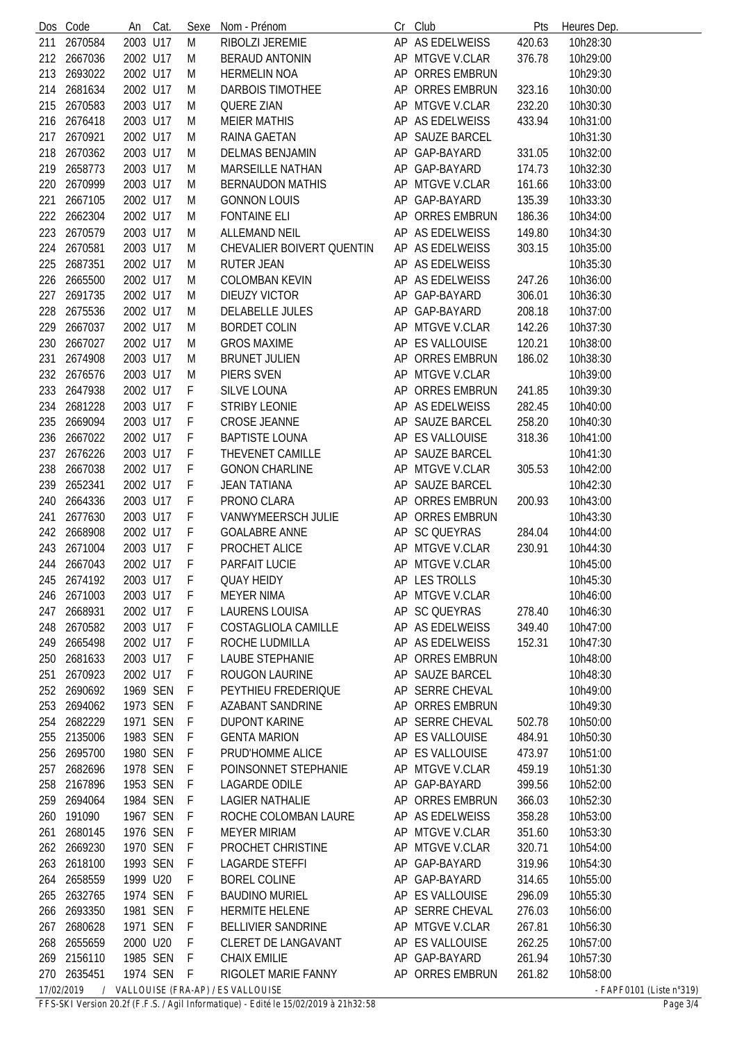| Dos | Code | An | Cat. | Sexe | Nom - Prénom | Cr | Club | Pts | Heures Dep. |
|---|---|---|---|---|---|---|---|---|---|
| 211 | 2670584 | 2003 | U17 | M | RIBOLZI JEREMIE | AP | AS EDELWEISS | 420.63 | 10h28:30 |
| 212 | 2667036 | 2002 | U17 | M | BERAUD ANTONIN | AP | MTGVE V.CLAR | 376.78 | 10h29:00 |
| 213 | 2693022 | 2002 | U17 | M | HERMELIN NOA | AP | ORRES EMBRUN | | 10h29:30 |
| 214 | 2681634 | 2002 | U17 | M | DARBOIS TIMOTHEE | AP | ORRES EMBRUN | 323.16 | 10h30:00 |
| 215 | 2670583 | 2003 | U17 | M | QUERE ZIAN | AP | MTGVE V.CLAR | 232.20 | 10h30:30 |
| 216 | 2676418 | 2003 | U17 | M | MEIER MATHIS | AP | AS EDELWEISS | 433.94 | 10h31:00 |
| 217 | 2670921 | 2002 | U17 | M | RAINA GAETAN | AP | SAUZE BARCEL | | 10h31:30 |
| 218 | 2670362 | 2003 | U17 | M | DELMAS BENJAMIN | AP | GAP-BAYARD | 331.05 | 10h32:00 |
| 219 | 2658773 | 2003 | U17 | M | MARSEILLE NATHAN | AP | GAP-BAYARD | 174.73 | 10h32:30 |
| 220 | 2670999 | 2003 | U17 | M | BERNAUDON MATHIS | AP | MTGVE V.CLAR | 161.66 | 10h33:00 |
| 221 | 2667105 | 2002 | U17 | M | GONNON LOUIS | AP | GAP-BAYARD | 135.39 | 10h33:30 |
| 222 | 2662304 | 2002 | U17 | M | FONTAINE ELI | AP | ORRES EMBRUN | 186.36 | 10h34:00 |
| 223 | 2670579 | 2003 | U17 | M | ALLEMAND NEIL | AP | AS EDELWEISS | 149.80 | 10h34:30 |
| 224 | 2670581 | 2003 | U17 | M | CHEVALIER BOIVERT QUENTIN | AP | AS EDELWEISS | 303.15 | 10h35:00 |
| 225 | 2687351 | 2002 | U17 | M | RUTER JEAN | AP | AS EDELWEISS | | 10h35:30 |
| 226 | 2665500 | 2002 | U17 | M | COLOMBAN KEVIN | AP | AS EDELWEISS | 247.26 | 10h36:00 |
| 227 | 2691735 | 2002 | U17 | M | DIEUZY VICTOR | AP | GAP-BAYARD | 306.01 | 10h36:30 |
| 228 | 2675536 | 2002 | U17 | M | DELABELLE JULES | AP | GAP-BAYARD | 208.18 | 10h37:00 |
| 229 | 2667037 | 2002 | U17 | M | BORDET COLIN | AP | MTGVE V.CLAR | 142.26 | 10h37:30 |
| 230 | 2667027 | 2002 | U17 | M | GROS MAXIME | AP | ES VALLOUISE | 120.21 | 10h38:00 |
| 231 | 2674908 | 2003 | U17 | M | BRUNET JULIEN | AP | ORRES EMBRUN | 186.02 | 10h38:30 |
| 232 | 2676576 | 2003 | U17 | M | PIERS SVEN | AP | MTGVE V.CLAR | | 10h39:00 |
| 233 | 2647938 | 2002 | U17 | F | SILVE LOUNA | AP | ORRES EMBRUN | 241.85 | 10h39:30 |
| 234 | 2681228 | 2003 | U17 | F | STRIBY LEONIE | AP | AS EDELWEISS | 282.45 | 10h40:00 |
| 235 | 2669094 | 2003 | U17 | F | CROSE JEANNE | AP | SAUZE BARCEL | 258.20 | 10h40:30 |
| 236 | 2667022 | 2002 | U17 | F | BAPTISTE LOUNA | AP | ES VALLOUISE | 318.36 | 10h41:00 |
| 237 | 2676226 | 2003 | U17 | F | THEVENET CAMILLE | AP | SAUZE BARCEL | | 10h41:30 |
| 238 | 2667038 | 2002 | U17 | F | GONON CHARLINE | AP | MTGVE V.CLAR | 305.53 | 10h42:00 |
| 239 | 2652341 | 2002 | U17 | F | JEAN TATIANA | AP | SAUZE BARCEL | | 10h42:30 |
| 240 | 2664336 | 2003 | U17 | F | PRONO CLARA | AP | ORRES EMBRUN | 200.93 | 10h43:00 |
| 241 | 2677630 | 2003 | U17 | F | VANWYMEERSCH JULIE | AP | ORRES EMBRUN | | 10h43:30 |
| 242 | 2668908 | 2002 | U17 | F | GOALABRE ANNE | AP | SC QUEYRAS | 284.04 | 10h44:00 |
| 243 | 2671004 | 2003 | U17 | F | PROCHET ALICE | AP | MTGVE V.CLAR | 230.91 | 10h44:30 |
| 244 | 2667043 | 2002 | U17 | F | PARFAIT LUCIE | AP | MTGVE V.CLAR | | 10h45:00 |
| 245 | 2674192 | 2003 | U17 | F | QUAY HEIDY | AP | LES TROLLS | | 10h45:30 |
| 246 | 2671003 | 2003 | U17 | F | MEYER NIMA | AP | MTGVE V.CLAR | | 10h46:00 |
| 247 | 2668931 | 2002 | U17 | F | LAURENS LOUISA | AP | SC QUEYRAS | 278.40 | 10h46:30 |
| 248 | 2670582 | 2003 | U17 | F | COSTAGLIOLA CAMILLE | AP | AS EDELWEISS | 349.40 | 10h47:00 |
| 249 | 2665498 | 2002 | U17 | F | ROCHE LUDMILLA | AP | AS EDELWEISS | 152.31 | 10h47:30 |
| 250 | 2681633 | 2003 | U17 | F | LAUBE STEPHANIE | AP | ORRES EMBRUN | | 10h48:00 |
| 251 | 2670923 | 2002 | U17 | F | ROUGON LAURINE | AP | SAUZE BARCEL | | 10h48:30 |
| 252 | 2690692 | 1969 | SEN | F | PEYTHIEU FREDERIQUE | AP | SERRE CHEVAL | | 10h49:00 |
| 253 | 2694062 | 1973 | SEN | F | AZABANT SANDRINE | AP | ORRES EMBRUN | | 10h49:30 |
| 254 | 2682229 | 1971 | SEN | F | DUPONT KARINE | AP | SERRE CHEVAL | 502.78 | 10h50:00 |
| 255 | 2135006 | 1983 | SEN | F | GENTA MARION | AP | ES VALLOUISE | 484.91 | 10h50:30 |
| 256 | 2695700 | 1980 | SEN | F | PRUD'HOMME ALICE | AP | ES VALLOUISE | 473.97 | 10h51:00 |
| 257 | 2682696 | 1978 | SEN | F | POINSONNET STEPHANIE | AP | MTGVE V.CLAR | 459.19 | 10h51:30 |
| 258 | 2167896 | 1953 | SEN | F | LAGARDE ODILE | AP | GAP-BAYARD | 399.56 | 10h52:00 |
| 259 | 2694064 | 1984 | SEN | F | LAGIER NATHALIE | AP | ORRES EMBRUN | 366.03 | 10h52:30 |
| 260 | 191090 | 1967 | SEN | F | ROCHE COLOMBAN LAURE | AP | AS EDELWEISS | 358.28 | 10h53:00 |
| 261 | 2680145 | 1976 | SEN | F | MEYER MIRIAM | AP | MTGVE V.CLAR | 351.60 | 10h53:30 |
| 262 | 2669230 | 1970 | SEN | F | PROCHET CHRISTINE | AP | MTGVE V.CLAR | 320.71 | 10h54:00 |
| 263 | 2618100 | 1993 | SEN | F | LAGARDE STEFFI | AP | GAP-BAYARD | 319.96 | 10h54:30 |
| 264 | 2658559 | 1999 | U20 | F | BOREL COLINE | AP | GAP-BAYARD | 314.65 | 10h55:00 |
| 265 | 2632765 | 1974 | SEN | F | BAUDINO MURIEL | AP | ES VALLOUISE | 296.09 | 10h55:30 |
| 266 | 2693350 | 1981 | SEN | F | HERMITE HELENE | AP | SERRE CHEVAL | 276.03 | 10h56:00 |
| 267 | 2680628 | 1971 | SEN | F | BELLIVIER SANDRINE | AP | MTGVE V.CLAR | 267.81 | 10h56:30 |
| 268 | 2655659 | 2000 | U20 | F | CLERET DE LANGAVANT | AP | ES VALLOUISE | 262.25 | 10h57:00 |
| 269 | 2156110 | 1985 | SEN | F | CHAIX EMILIE | AP | GAP-BAYARD | 261.94 | 10h57:30 |
| 270 | 2635451 | 1974 | SEN | F | RIGOLET MARIE FANNY | AP | ORRES EMBRUN | 261.82 | 10h58:00 |

17/02/2019 / VALLOUISE (FRA-AP) / ES VALLOUISE - FAPF0101 (Liste n°319)

FFS-SKI Version 20.2f (F.F.S. / Agil Informatique) - Edité le 15/02/2019 à 21h32:58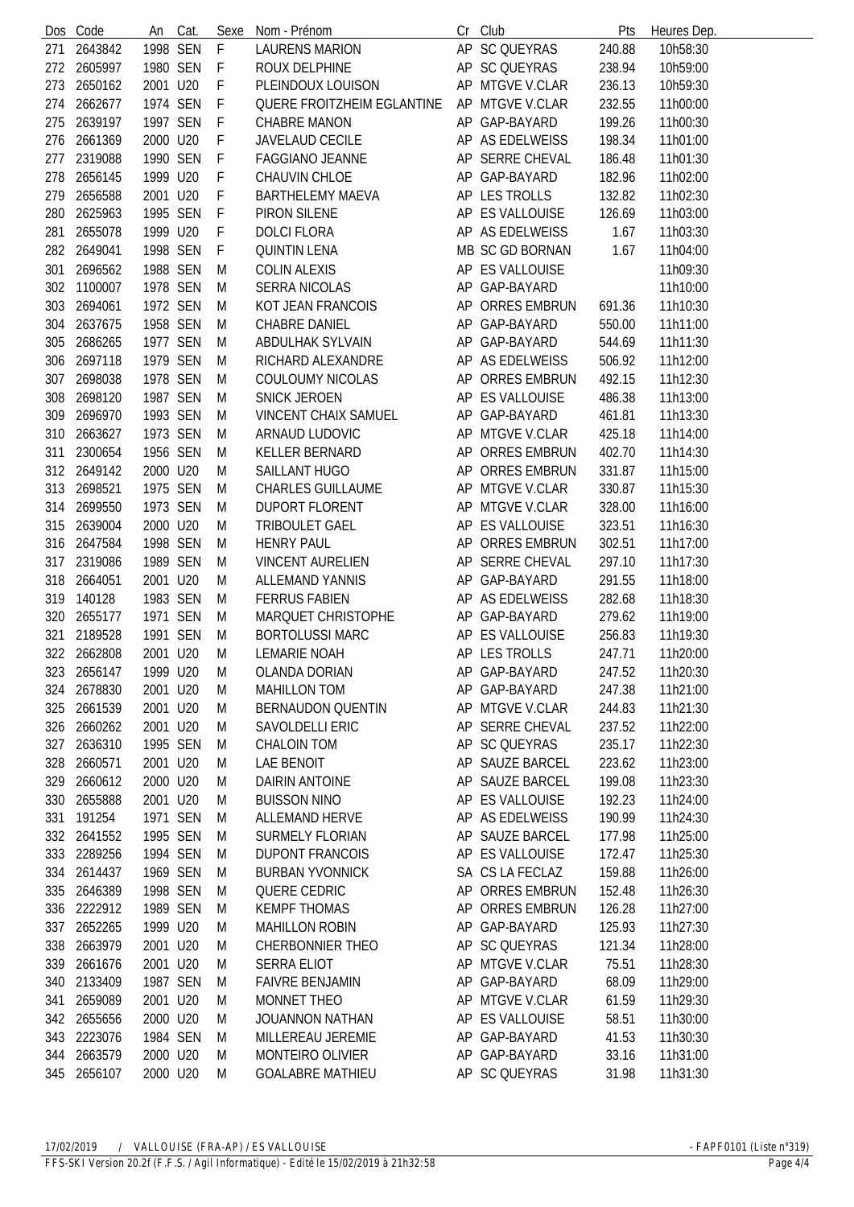| Dos | Code | An | Cat. | Sexe | Nom - Prénom | Cr | Club | Pts | Heures Dep. |
|---|---|---|---|---|---|---|---|---|---|
| 271 | 2643842 | 1998 | SEN | F | LAURENS MARION | AP | SC QUEYRAS | 240.88 | 10h58:30 |
| 272 | 2605997 | 1980 | SEN | F | ROUX DELPHINE | AP | SC QUEYRAS | 238.94 | 10h59:00 |
| 273 | 2650162 | 2001 | U20 | F | PLEINDOUX LOUISON | AP | MTGVE V.CLAR | 236.13 | 10h59:30 |
| 274 | 2662677 | 1974 | SEN | F | QUERE FROITZHEIM EGLANTINE | AP | MTGVE V.CLAR | 232.55 | 11h00:00 |
| 275 | 2639197 | 1997 | SEN | F | CHABRE MANON | AP | GAP-BAYARD | 199.26 | 11h00:30 |
| 276 | 2661369 | 2000 | U20 | F | JAVELAUD CECILE | AP | AS EDELWEISS | 198.34 | 11h01:00 |
| 277 | 2319088 | 1990 | SEN | F | FAGGIANO JEANNE | AP | SERRE CHEVAL | 186.48 | 11h01:30 |
| 278 | 2656145 | 1999 | U20 | F | CHAUVIN CHLOE | AP | GAP-BAYARD | 182.96 | 11h02:00 |
| 279 | 2656588 | 2001 | U20 | F | BARTHELEMY MAEVA | AP | LES TROLLS | 132.82 | 11h02:30 |
| 280 | 2625963 | 1995 | SEN | F | PIRON SILENE | AP | ES VALLOUISE | 126.69 | 11h03:00 |
| 281 | 2655078 | 1999 | U20 | F | DOLCI FLORA | AP | AS EDELWEISS | 1.67 | 11h03:30 |
| 282 | 2649041 | 1998 | SEN | F | QUINTIN LENA | MB | SC GD BORNAN | 1.67 | 11h04:00 |
| 301 | 2696562 | 1988 | SEN | M | COLIN ALEXIS | AP | ES VALLOUISE | | 11h09:30 |
| 302 | 1100007 | 1978 | SEN | M | SERRA NICOLAS | AP | GAP-BAYARD | | 11h10:00 |
| 303 | 2694061 | 1972 | SEN | M | KOT JEAN FRANCOIS | AP | ORRES EMBRUN | 691.36 | 11h10:30 |
| 304 | 2637675 | 1958 | SEN | M | CHABRE DANIEL | AP | GAP-BAYARD | 550.00 | 11h11:00 |
| 305 | 2686265 | 1977 | SEN | M | ABDULHAK SYLVAIN | AP | GAP-BAYARD | 544.69 | 11h11:30 |
| 306 | 2697118 | 1979 | SEN | M | RICHARD ALEXANDRE | AP | AS EDELWEISS | 506.92 | 11h12:00 |
| 307 | 2698038 | 1978 | SEN | M | COULOUMY NICOLAS | AP | ORRES EMBRUN | 492.15 | 11h12:30 |
| 308 | 2698120 | 1987 | SEN | M | SNICK JEROEN | AP | ES VALLOUISE | 486.38 | 11h13:00 |
| 309 | 2696970 | 1993 | SEN | M | VINCENT CHAIX SAMUEL | AP | GAP-BAYARD | 461.81 | 11h13:30 |
| 310 | 2663627 | 1973 | SEN | M | ARNAUD LUDOVIC | AP | MTGVE V.CLAR | 425.18 | 11h14:00 |
| 311 | 2300654 | 1956 | SEN | M | KELLER BERNARD | AP | ORRES EMBRUN | 402.70 | 11h14:30 |
| 312 | 2649142 | 2000 | U20 | M | SAILLANT HUGO | AP | ORRES EMBRUN | 331.87 | 11h15:00 |
| 313 | 2698521 | 1975 | SEN | M | CHARLES GUILLAUME | AP | MTGVE V.CLAR | 330.87 | 11h15:30 |
| 314 | 2699550 | 1973 | SEN | M | DUPORT FLORENT | AP | MTGVE V.CLAR | 328.00 | 11h16:00 |
| 315 | 2639004 | 2000 | U20 | M | TRIBOULET GAEL | AP | ES VALLOUISE | 323.51 | 11h16:30 |
| 316 | 2647584 | 1998 | SEN | M | HENRY PAUL | AP | ORRES EMBRUN | 302.51 | 11h17:00 |
| 317 | 2319086 | 1989 | SEN | M | VINCENT AURELIEN | AP | SERRE CHEVAL | 297.10 | 11h17:30 |
| 318 | 2664051 | 2001 | U20 | M | ALLEMAND YANNIS | AP | GAP-BAYARD | 291.55 | 11h18:00 |
| 319 | 140128 | 1983 | SEN | M | FERRUS FABIEN | AP | AS EDELWEISS | 282.68 | 11h18:30 |
| 320 | 2655177 | 1971 | SEN | M | MARQUET CHRISTOPHE | AP | GAP-BAYARD | 279.62 | 11h19:00 |
| 321 | 2189528 | 1991 | SEN | M | BORTOLUSSI MARC | AP | ES VALLOUISE | 256.83 | 11h19:30 |
| 322 | 2662808 | 2001 | U20 | M | LEMARIE NOAH | AP | LES TROLLS | 247.71 | 11h20:00 |
| 323 | 2656147 | 1999 | U20 | M | OLANDA DORIAN | AP | GAP-BAYARD | 247.52 | 11h20:30 |
| 324 | 2678830 | 2001 | U20 | M | MAHILLON TOM | AP | GAP-BAYARD | 247.38 | 11h21:00 |
| 325 | 2661539 | 2001 | U20 | M | BERNAUDON QUENTIN | AP | MTGVE V.CLAR | 244.83 | 11h21:30 |
| 326 | 2660262 | 2001 | U20 | M | SAVOLDELLI ERIC | AP | SERRE CHEVAL | 237.52 | 11h22:00 |
| 327 | 2636310 | 1995 | SEN | M | CHALOIN TOM | AP | SC QUEYRAS | 235.17 | 11h22:30 |
| 328 | 2660571 | 2001 | U20 | M | LAE BENOIT | AP | SAUZE BARCEL | 223.62 | 11h23:00 |
| 329 | 2660612 | 2000 | U20 | M | DAIRIN ANTOINE | AP | SAUZE BARCEL | 199.08 | 11h23:30 |
| 330 | 2655888 | 2001 | U20 | M | BUISSON NINO | AP | ES VALLOUISE | 192.23 | 11h24:00 |
| 331 | 191254 | 1971 | SEN | M | ALLEMAND HERVE | AP | AS EDELWEISS | 190.99 | 11h24:30 |
| 332 | 2641552 | 1995 | SEN | M | SURMELY FLORIAN | AP | SAUZE BARCEL | 177.98 | 11h25:00 |
| 333 | 2289256 | 1994 | SEN | M | DUPONT FRANCOIS | AP | ES VALLOUISE | 172.47 | 11h25:30 |
| 334 | 2614437 | 1969 | SEN | M | BURBAN YVONNICK | SA | CS LA FECLAZ | 159.88 | 11h26:00 |
| 335 | 2646389 | 1998 | SEN | M | QUERE CEDRIC | AP | ORRES EMBRUN | 152.48 | 11h26:30 |
| 336 | 2222912 | 1989 | SEN | M | KEMPF THOMAS | AP | ORRES EMBRUN | 126.28 | 11h27:00 |
| 337 | 2652265 | 1999 | U20 | M | MAHILLON ROBIN | AP | GAP-BAYARD | 125.93 | 11h27:30 |
| 338 | 2663979 | 2001 | U20 | M | CHERBONNIER THEO | AP | SC QUEYRAS | 121.34 | 11h28:00 |
| 339 | 2661676 | 2001 | U20 | M | SERRA ELIOT | AP | MTGVE V.CLAR | 75.51 | 11h28:30 |
| 340 | 2133409 | 1987 | SEN | M | FAIVRE BENJAMIN | AP | GAP-BAYARD | 68.09 | 11h29:00 |
| 341 | 2659089 | 2001 | U20 | M | MONNET THEO | AP | MTGVE V.CLAR | 61.59 | 11h29:30 |
| 342 | 2655656 | 2000 | U20 | M | JOUANNON NATHAN | AP | ES VALLOUISE | 58.51 | 11h30:00 |
| 343 | 2223076 | 1984 | SEN | M | MILLEREAU JEREMIE | AP | GAP-BAYARD | 41.53 | 11h30:30 |
| 344 | 2663579 | 2000 | U20 | M | MONTEIRO OLIVIER | AP | GAP-BAYARD | 33.16 | 11h31:00 |
| 345 | 2656107 | 2000 | U20 | M | GOALABRE MATHIEU | AP | SC QUEYRAS | 31.98 | 11h31:30 |